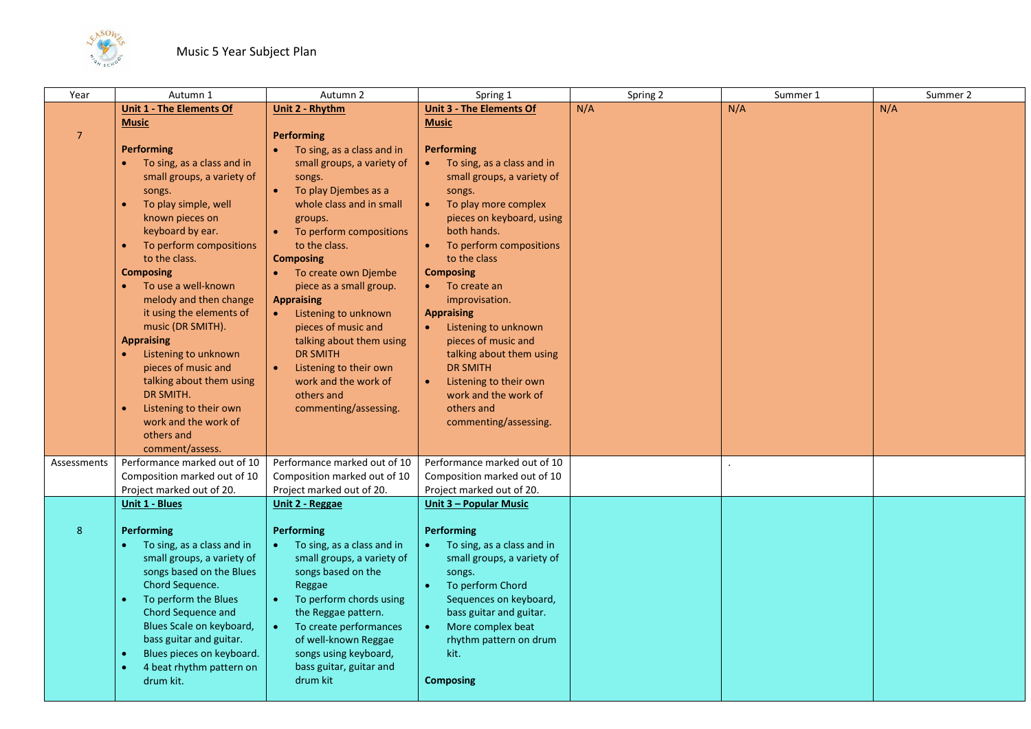Music 5 Year Subject Plan

| Year | Autumn 1 | Autumn 2 | Spring 1 | Spring 2 | Summer 1 | Summer 2 |
|---|---|---|---|---|---|---|
| 7 | **Unit 1 - The Elements Of Music**<br><br>**Performing**<br>• To sing, as a class and in small groups, a variety of songs.<br>• To play simple, well known pieces on keyboard by ear.<br>• To perform compositions to the class.<br>**Composing**<br>• To use a well-known melody and then change it using the elements of music (DR SMITH).<br>**Appraising**<br>• Listening to unknown pieces of music and talking about them using DR SMITH.<br>• Listening to their own work and the work of others and comment/assess. | **Unit 2 - Rhythm**<br><br>**Performing**<br>• To sing, as a class and in small groups, a variety of songs.<br>• To play Djembes as a whole class and in small groups.<br>• To perform compositions to the class.<br>**Composing**<br>• To create own Djembe piece as a small group.<br>**Appraising**<br>• Listening to unknown pieces of music and talking about them using DR SMITH<br>• Listening to their own work and the work of others and commenting/assessing. | **Unit 3 - The Elements Of Music**<br><br>**Performing**<br>• To sing, as a class and in small groups, a variety of songs.<br>• To play more complex pieces on keyboard, using both hands.<br>• To perform compositions to the class<br>**Composing**<br>• To create an improvisation.<br>**Appraising**<br>• Listening to unknown pieces of music and talking about them using DR SMITH<br>• Listening to their own work and the work of others and commenting/assessing. | N/A | N/A | N/A |
| Assessments | Performance marked out of 10<br>Composition marked out of 10<br>Project marked out of 20. | Performance marked out of 10<br>Composition marked out of 10<br>Project marked out of 20. | Performance marked out of 10<br>Composition marked out of 10<br>Project marked out of 20. | | . | |
| 8 | **Unit 1 - Blues**<br><br>**Performing**<br>• To sing, as a class and in small groups, a variety of songs based on the Blues Chord Sequence.<br>• To perform the Blues Chord Sequence and Blues Scale on keyboard, bass guitar and guitar.<br>• Blues pieces on keyboard.<br>• 4 beat rhythm pattern on drum kit. | **Unit 2 - Reggae**<br><br>**Performing**<br>• To sing, as a class and in small groups, a variety of songs based on the Reggae<br>• To perform chords using the Reggae pattern.<br>• To create performances of well-known Reggae songs using keyboard, bass guitar, guitar and drum kit | **Unit 3 – Popular Music**<br><br>**Performing**<br>• To sing, as a class and in small groups, a variety of songs.<br>• To perform Chord Sequences on keyboard, bass guitar and guitar.<br>• More complex beat rhythm pattern on drum kit.<br><br>**Composing** | | | |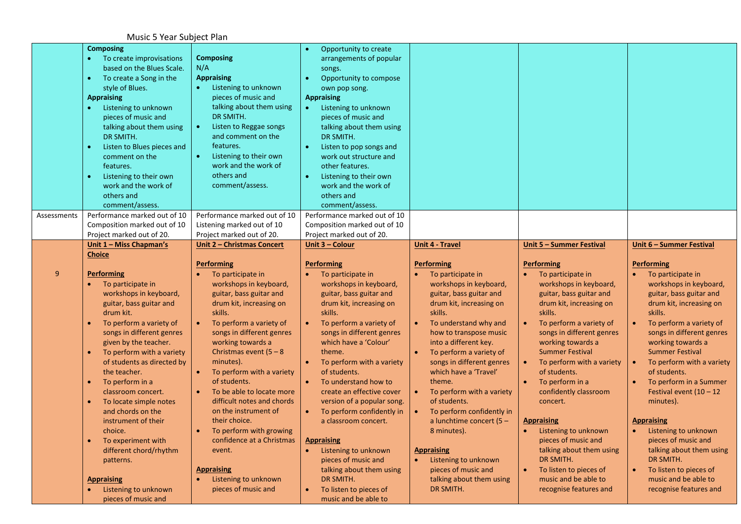Music 5 Year Subject Plan

| | | | | | | |
|---|---|---|---|---|---|---|
| | **Composing**<br>• To create improvisations based on the Blues Scale.<br>• To create a Song in the style of Blues.<br>**Appraising**<br>• Listening to unknown pieces of music and talking about them using DR SMITH.<br>• Listen to Blues pieces and comment on the features.<br>• Listening to their own work and the work of others and comment/assess. | **Composing**<br>N/A<br>**Appraising**<br>• Listening to unknown pieces of music and talking about them using DR SMITH.<br>• Listen to Reggae songs and comment on the features.<br>• Listening to their own work and the work of others and comment/assess. | • Opportunity to create arrangements of popular songs.<br>• Opportunity to compose own pop song.<br>**Appraising**<br>• Listening to unknown pieces of music and talking about them using DR SMITH.<br>• Listen to pop songs and work out structure and other features.<br>• Listening to their own work and the work of others and comment/assess. | | | |
| Assessments | Performance marked out of 10<br>Composition marked out of 10<br>Project marked out of 20. | Performance marked out of 10<br>Listening marked out of 10<br>Project marked out of 20. | Performance marked out of 10<br>Composition marked out of 10<br>Project marked out of 20. | | | |
| 9 | **Unit 1 – Miss Chapman's Choice**<br><br>**Performing**<br>• To participate in workshops in keyboard, guitar, bass guitar and drum kit.<br>• To perform a variety of songs in different genres given by the teacher.<br>• To perform with a variety of students as directed by the teacher.<br>• To perform in a classroom concert.<br>• To locate simple notes and chords on the instrument of their choice.<br>• To experiment with different chord/rhythm patterns.<br><br>**Appraising**<br>• Listening to unknown pieces of music and | **Unit 2 – Christmas Concert**<br><br>**Performing**<br>• To participate in workshops in keyboard, guitar, bass guitar and drum kit, increasing on skills.<br>• To perform a variety of songs in different genres working towards a Christmas event (5 – 8 minutes).<br>• To perform with a variety of students.<br>• To be able to locate more difficult notes and chords on the instrument of their choice.<br>• To perform with growing confidence at a Christmas event.<br><br>**Appraising**<br>• Listening to unknown pieces of music and | **Unit 3 – Colour**<br><br>**Performing**<br>• To participate in workshops in keyboard, guitar, bass guitar and drum kit, increasing on skills.<br>• To perform a variety of songs in different genres which have a 'Colour' theme.<br>• To perform with a variety of students.<br>• To understand how to create an effective cover version of a popular song.<br>• To perform confidently in a classroom concert.<br><br>**Appraising**<br>• Listening to unknown pieces of music and talking about them using DR SMITH.<br>• To listen to pieces of music and be able to | **Unit 4 - Travel**<br><br>**Performing**<br>• To participate in workshops in keyboard, guitar, bass guitar and drum kit, increasing on skills.<br>• To understand why and how to transpose music into a different key.<br>• To perform a variety of songs in different genres which have a 'Travel' theme.<br>• To perform with a variety of students.<br>• To perform confidently in a lunchtime concert (5 – 8 minutes).<br><br>**Appraising**<br>• Listening to unknown pieces of music and talking about them using DR SMITH. | **Unit 5 – Summer Festival**<br><br>**Performing**<br>• To participate in workshops in keyboard, guitar, bass guitar and drum kit, increasing on skills.<br>• To perform a variety of songs in different genres working towards a Summer Festival<br>• To perform with a variety of students.<br>• To perform in a confidently classroom concert.<br><br>**Appraising**<br>• Listening to unknown pieces of music and talking about them using DR SMITH.<br>• To listen to pieces of music and be able to recognise features and | **Unit 6 – Summer Festival**<br><br>**Performing**<br>• To participate in workshops in keyboard, guitar, bass guitar and drum kit, increasing on skills.<br>• To perform a variety of songs in different genres working towards a Summer Festival<br>• To perform with a variety of students.<br>• To perform in a Summer Festival event (10 – 12 minutes).<br><br>**Appraising**<br>• Listening to unknown pieces of music and talking about them using DR SMITH.<br>• To listen to pieces of music and be able to recognise features and |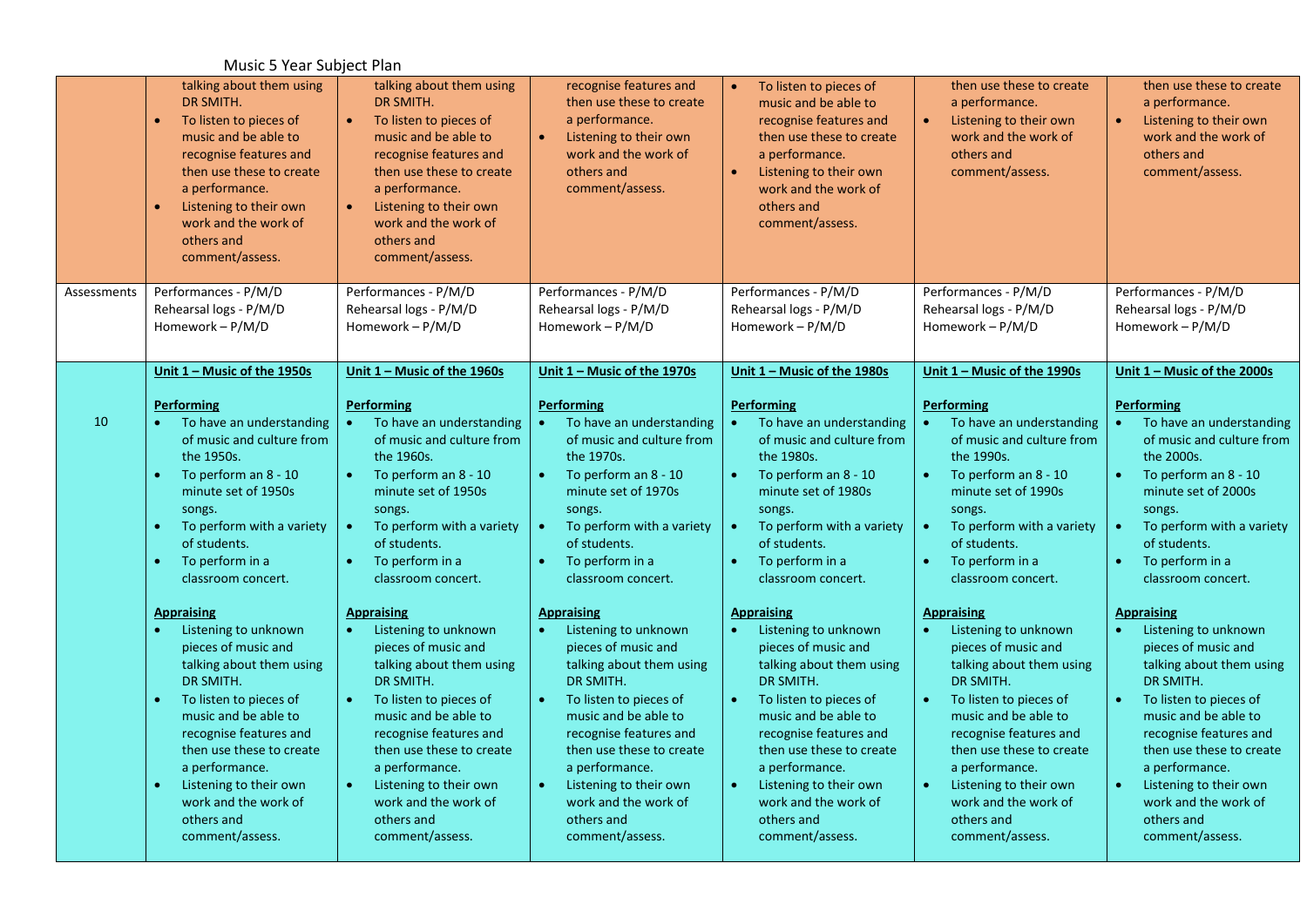Music 5 Year Subject Plan

| | | | | | | |
|---|---|---|---|---|---|---|
| | talking about them using DR SMITH.<br>• To listen to pieces of music and be able to recognise features and then use these to create a performance.<br>• Listening to their own work and the work of others and comment/assess. | talking about them using DR SMITH.<br>• To listen to pieces of music and be able to recognise features and then use these to create a performance.<br>• Listening to their own work and the work of others and comment/assess. | recognise features and then use these to create a performance.<br>• Listening to their own work and the work of others and comment/assess. | • To listen to pieces of music and be able to recognise features and then use these to create a performance.<br>• Listening to their own work and the work of others and comment/assess. | then use these to create a performance.<br>• Listening to their own work and the work of others and comment/assess. | then use these to create a performance.<br>• Listening to their own work and the work of others and comment/assess. |
| Assessments | Performances - P/M/D<br>Rehearsal logs - P/M/D<br>Homework – P/M/D | Performances - P/M/D<br>Rehearsal logs - P/M/D<br>Homework – P/M/D | Performances - P/M/D<br>Rehearsal logs - P/M/D<br>Homework – P/M/D | Performances - P/M/D<br>Rehearsal logs - P/M/D<br>Homework – P/M/D | Performances - P/M/D<br>Rehearsal logs - P/M/D<br>Homework – P/M/D | Performances - P/M/D<br>Rehearsal logs - P/M/D<br>Homework – P/M/D |
| 10 | **Unit 1 – Music of the 1950s**<br><br>**Performing**<br>• To have an understanding of music and culture from the 1950s.<br>• To perform an 8 - 10 minute set of 1950s songs.<br>• To perform with a variety of students.<br>• To perform in a classroom concert.<br><br>**Appraising**<br>• Listening to unknown pieces of music and talking about them using DR SMITH.<br>• To listen to pieces of music and be able to recognise features and then use these to create a performance.<br>• Listening to their own work and the work of others and comment/assess. | **Unit 1 – Music of the 1960s**<br><br>**Performing**<br>• To have an understanding of music and culture from the 1960s.<br>• To perform an 8 - 10 minute set of 1950s songs.<br>• To perform with a variety of students.<br>• To perform in a classroom concert.<br><br>**Appraising**<br>• Listening to unknown pieces of music and talking about them using DR SMITH.<br>• To listen to pieces of music and be able to recognise features and then use these to create a performance.<br>• Listening to their own work and the work of others and comment/assess. | **Unit 1 – Music of the 1970s**<br><br>**Performing**<br>• To have an understanding of music and culture from the 1970s.<br>• To perform an 8 - 10 minute set of 1970s songs.<br>• To perform with a variety of students.<br>• To perform in a classroom concert.<br><br>**Appraising**<br>• Listening to unknown pieces of music and talking about them using DR SMITH.<br>• To listen to pieces of music and be able to recognise features and then use these to create a performance.<br>• Listening to their own work and the work of others and comment/assess. | **Unit 1 – Music of the 1980s**<br><br>**Performing**<br>• To have an understanding of music and culture from the 1980s.<br>• To perform an 8 - 10 minute set of 1980s songs.<br>• To perform with a variety of students.<br>• To perform in a classroom concert.<br><br>**Appraising**<br>• Listening to unknown pieces of music and talking about them using DR SMITH.<br>• To listen to pieces of music and be able to recognise features and then use these to create a performance.<br>• Listening to their own work and the work of others and comment/assess. | **Unit 1 – Music of the 1990s**<br><br>**Performing**<br>• To have an understanding of music and culture from the 1990s.<br>• To perform an 8 - 10 minute set of 1990s songs.<br>• To perform with a variety of students.<br>• To perform in a classroom concert.<br><br>**Appraising**<br>• Listening to unknown pieces of music and talking about them using DR SMITH.<br>• To listen to pieces of music and be able to recognise features and then use these to create a performance.<br>• Listening to their own work and the work of others and comment/assess. | **Unit 1 – Music of the 2000s**<br><br>**Performing**<br>• To have an understanding of music and culture from the 2000s.<br>• To perform an 8 - 10 minute set of 2000s songs.<br>• To perform with a variety of students.<br>• To perform in a classroom concert.<br><br>**Appraising**<br>• Listening to unknown pieces of music and talking about them using DR SMITH.<br>• To listen to pieces of music and be able to recognise features and then use these to create a performance.<br>• Listening to their own work and the work of others and comment/assess. |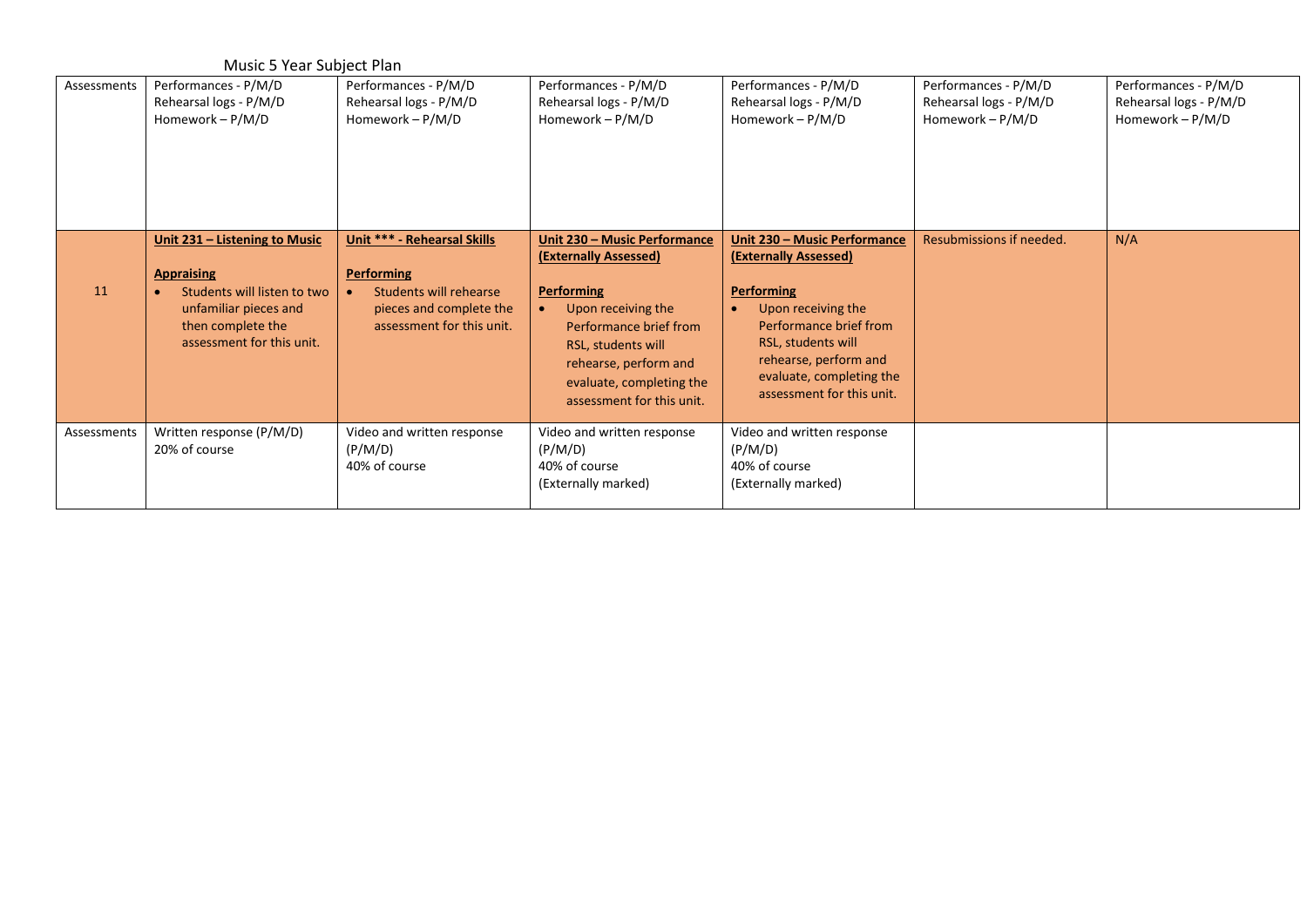Music 5 Year Subject Plan

| | | | | | | |
|---|---|---|---|---|---|---|
| Assessments | Performances - P/M/D<br>Rehearsal logs - P/M/D<br>Homework – P/M/D | Performances - P/M/D<br>Rehearsal logs - P/M/D<br>Homework – P/M/D | Performances - P/M/D<br>Rehearsal logs - P/M/D<br>Homework – P/M/D | Performances - P/M/D<br>Rehearsal logs - P/M/D<br>Homework – P/M/D | Performances - P/M/D<br>Rehearsal logs - P/M/D<br>Homework – P/M/D | Performances - P/M/D<br>Rehearsal logs - P/M/D<br>Homework – P/M/D |
| 11 | **Unit 231 – Listening to Music**<br><br>**Appraising**<br>• Students will listen to two unfamiliar pieces and then complete the assessment for this unit. | **Unit *** - Rehearsal Skills**<br><br>**Performing**<br>• Students will rehearse pieces and complete the assessment for this unit. | **Unit 230 – Music Performance (Externally Assessed)**<br><br>**Performing**<br>• Upon receiving the Performance brief from RSL, students will rehearse, perform and evaluate, completing the assessment for this unit. | **Unit 230 – Music Performance (Externally Assessed)**<br><br>**Performing**<br>• Upon receiving the Performance brief from RSL, students will rehearse, perform and evaluate, completing the assessment for this unit. | Resubmissions if needed. | N/A |
| Assessments | Written response (P/M/D)<br>20% of course | Video and written response (P/M/D)<br>40% of course | Video and written response (P/M/D)<br>40% of course<br>(Externally marked) | Video and written response (P/M/D)<br>40% of course<br>(Externally marked) | | |